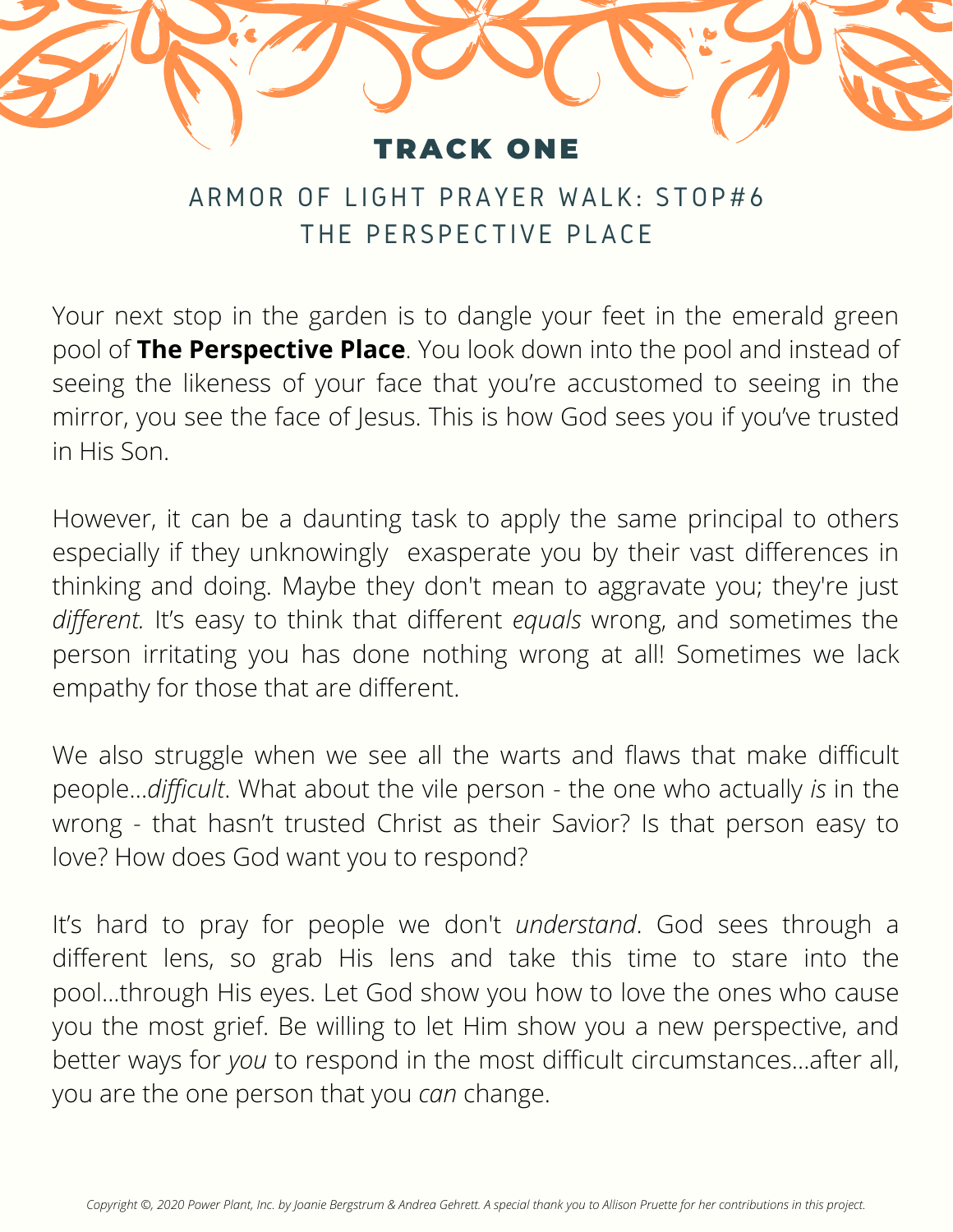# TRACK ONE

## ARMOR OF LIGHT PRAYER WALK: STOP#6
## THE PERSPECTIVE PLACE

Your next stop in the garden is to dangle your feet in the emerald green pool of **The Perspective Place**. You look down into the pool and instead of seeing the likeness of your face that you're accustomed to seeing in the mirror, you see the face of Jesus. This is how God sees you if you've trusted in His Son.

However, it can be a daunting task to apply the same principal to others especially if they unknowingly exasperate you by their vast differences in thinking and doing. Maybe they don't mean to aggravate you; they're just *different.* It's easy to think that different *equals* wrong, and sometimes the person irritating you has done nothing wrong at all! Sometimes we lack empathy for those that are different.

We also struggle when we see all the warts and flaws that make difficult people...*difficult*. What about the vile person - the one who actually *is* in the wrong - that hasn't trusted Christ as their Savior? Is that person easy to love? How does God want you to respond?

It's hard to pray for people we don't *understand*. God sees through a different lens, so grab His lens and take this time to stare into the pool...through His eyes. Let God show you how to love the ones who cause you the most grief. Be willing to let Him show you a new perspective, and better ways for *you* to respond in the most difficult circumstances...after all, you are the one person that you *can* change.

*Copyright ©, 2020 Power Plant, Inc. by Joanie Bergstrum & Andrea Gehrett. A special thank you to Allison Pruette for her contributions in this project.*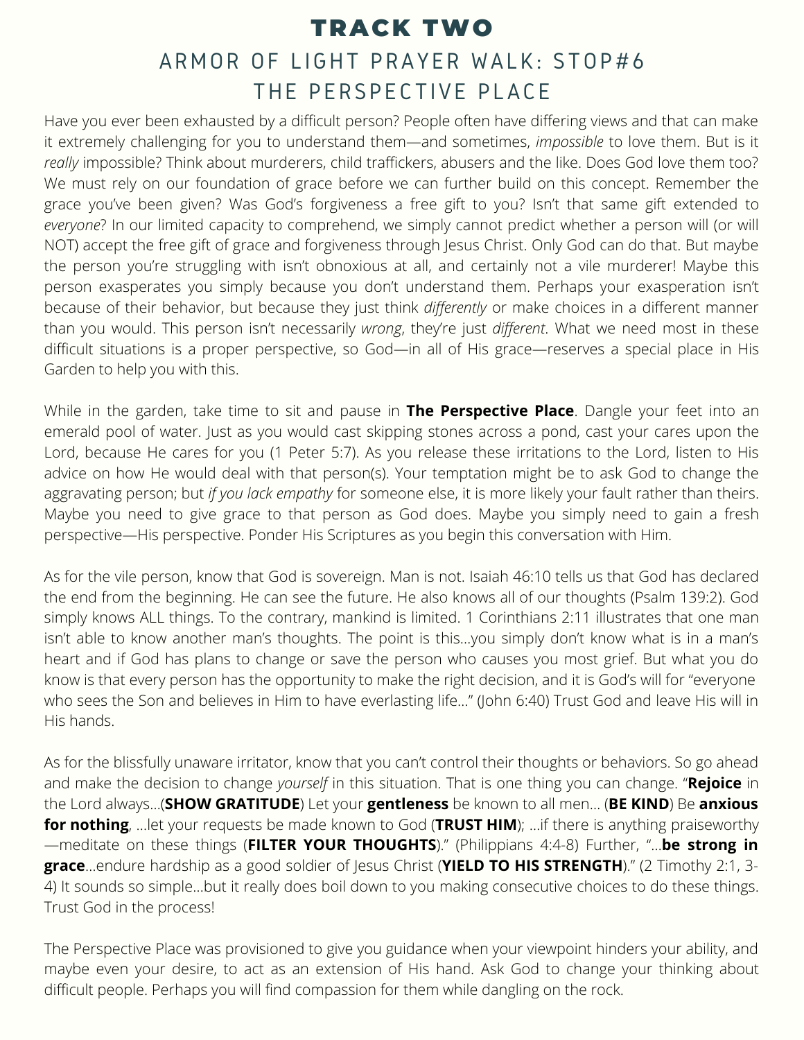# TRACK TWO

## ARMOR OF LIGHT PRAYER WALK: STOP#6
## THE PERSPECTIVE PLACE

Have you ever been exhausted by a difficult person? People often have differing views and that can make it extremely challenging for you to understand them—and sometimes, *impossible* to love them. But is it *really* impossible? Think about murderers, child traffickers, abusers and the like. Does God love them too? We must rely on our foundation of grace before we can further build on this concept. Remember the grace you've been given? Was God's forgiveness a free gift to you? Isn't that same gift extended to *everyone*? In our limited capacity to comprehend, we simply cannot predict whether a person will (or will NOT) accept the free gift of grace and forgiveness through Jesus Christ. Only God can do that. But maybe the person you're struggling with isn't obnoxious at all, and certainly not a vile murderer! Maybe this person exasperates you simply because you don't understand them. Perhaps your exasperation isn't because of their behavior, but because they just think *differently* or make choices in a different manner than you would. This person isn't necessarily *wrong*, they're just *different*. What we need most in these difficult situations is a proper perspective, so God—in all of His grace—reserves a special place in His Garden to help you with this.

While in the garden, take time to sit and pause in **The Perspective Place**. Dangle your feet into an emerald pool of water. Just as you would cast skipping stones across a pond, cast your cares upon the Lord, because He cares for you (1 Peter 5:7). As you release these irritations to the Lord, listen to His advice on how He would deal with that person(s). Your temptation might be to ask God to change the aggravating person; but *if you lack empathy* for someone else, it is more likely your fault rather than theirs. Maybe you need to give grace to that person as God does. Maybe you simply need to gain a fresh perspective—His perspective. Ponder His Scriptures as you begin this conversation with Him.

As for the vile person, know that God is sovereign. Man is not. Isaiah 46:10 tells us that God has declared the end from the beginning. He can see the future. He also knows all of our thoughts (Psalm 139:2). God simply knows ALL things. To the contrary, mankind is limited. 1 Corinthians 2:11 illustrates that one man isn't able to know another man's thoughts. The point is this...you simply don't know what is in a man's heart and if God has plans to change or save the person who causes you most grief. But what you do know is that every person has the opportunity to make the right decision, and it is God's will for "everyone who sees the Son and believes in Him to have everlasting life..." (John 6:40) Trust God and leave His will in His hands.

As for the blissfully unaware irritator, know that you can't control their thoughts or behaviors. So go ahead and make the decision to change *yourself* in this situation. That is one thing you can change. "**Rejoice** in the Lord always...(**SHOW GRATITUDE**) Let your **gentleness** be known to all men... (**BE KIND**) Be **anxious for nothing**, ...let your requests be made known to God (**TRUST HIM**); ...if there is anything praiseworthy—meditate on these things (**FILTER YOUR THOUGHTS**)." (Philippians 4:4-8) Further, "...**be strong in grace**...endure hardship as a good soldier of Jesus Christ (**YIELD TO HIS STRENGTH**)." (2 Timothy 2:1, 3-4) It sounds so simple...but it really does boil down to you making consecutive choices to do these things. Trust God in the process!

The Perspective Place was provisioned to give you guidance when your viewpoint hinders your ability, and maybe even your desire, to act as an extension of His hand. Ask God to change your thinking about difficult people. Perhaps you will find compassion for them while dangling on the rock.